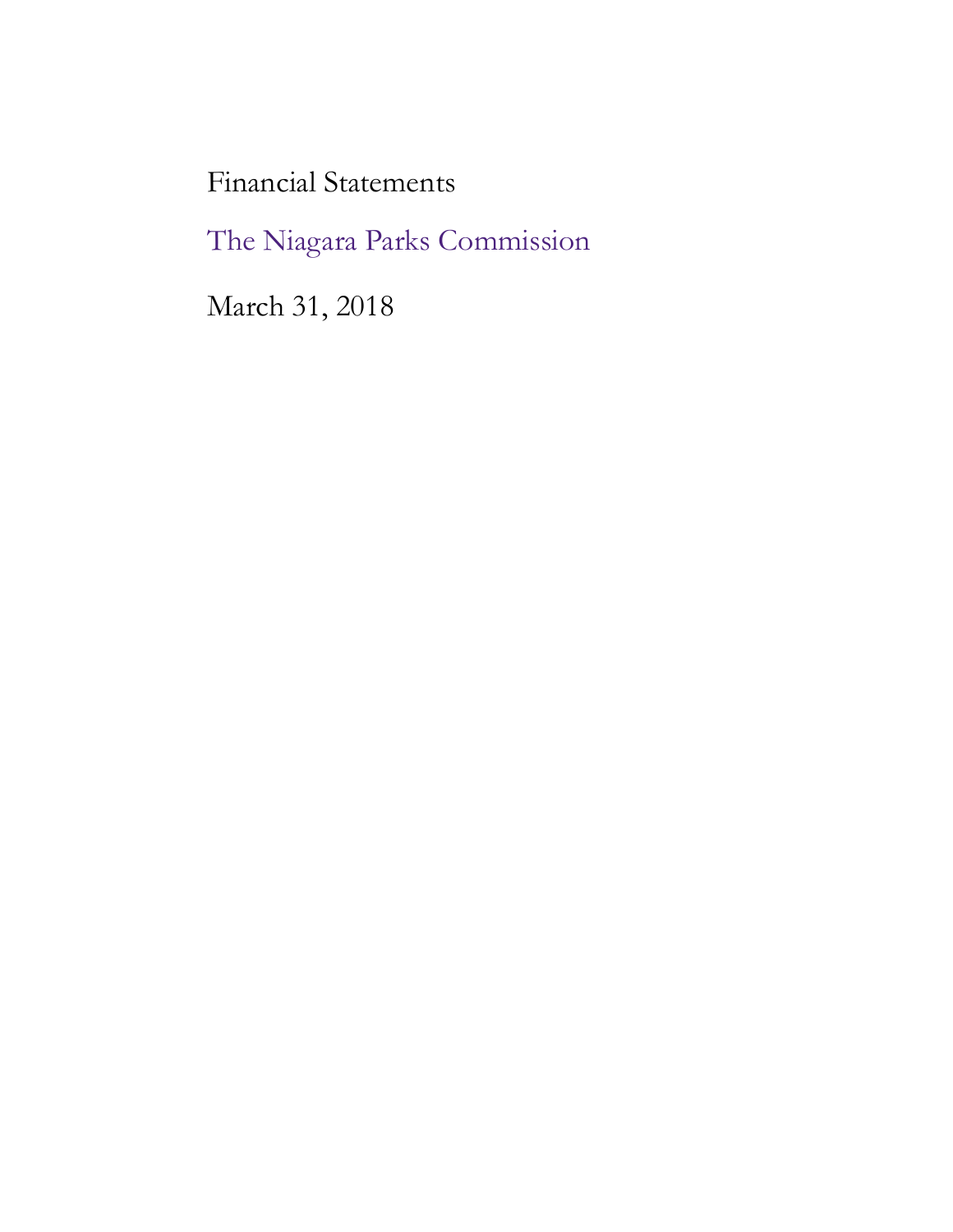Financial Statements

# The Niagara Parks Commission

March 31, 2018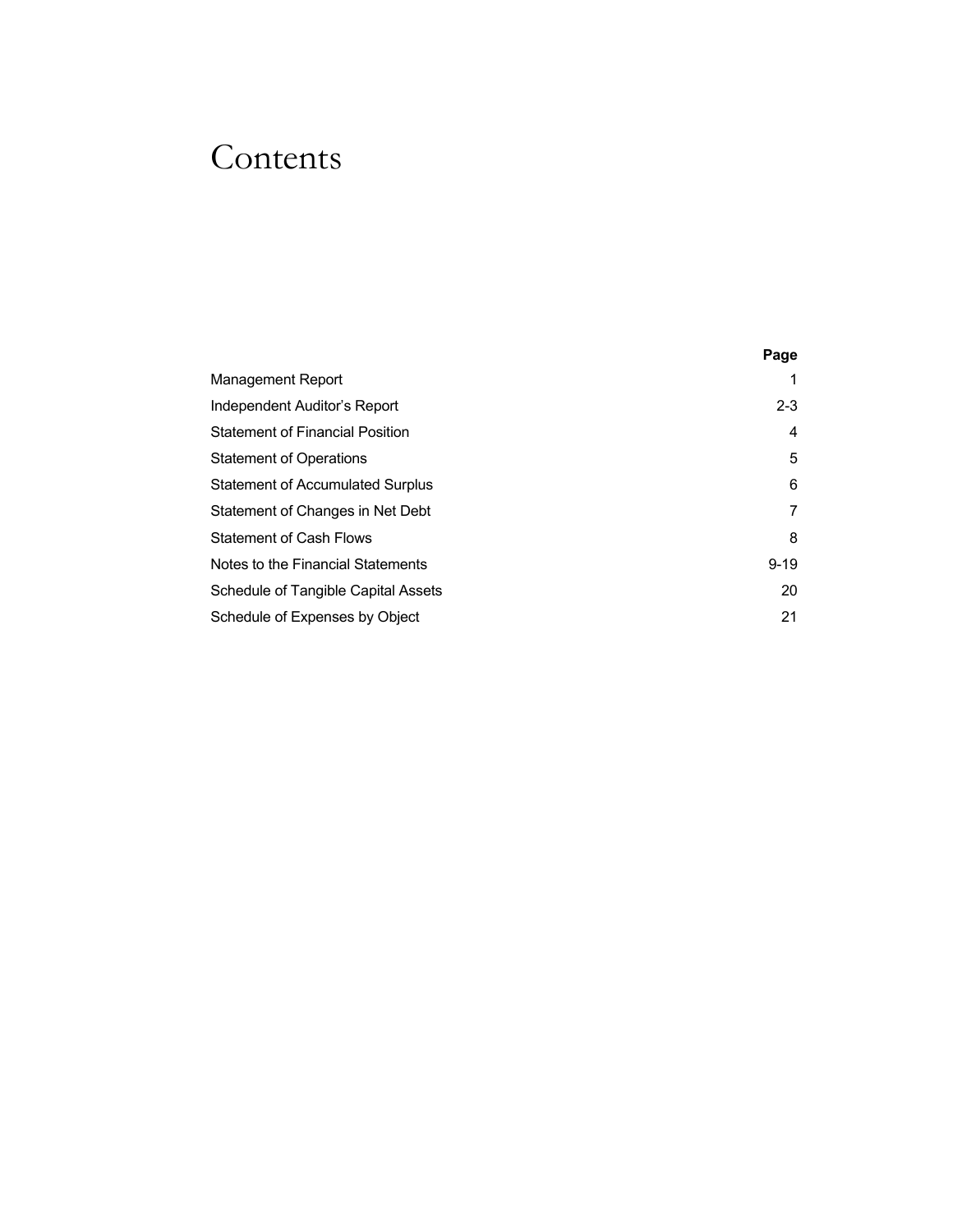# Contents

| | Page |
|---|---|
| Management Report | 1 |
| Independent Auditor's Report | 2-3 |
| Statement of Financial Position | 4 |
| Statement of Operations | 5 |
| Statement of Accumulated Surplus | 6 |
| Statement of Changes in Net Debt | 7 |
| Statement of Cash Flows | 8 |
| Notes to the Financial Statements | 9-19 |
| Schedule of Tangible Capital Assets | 20 |
| Schedule of Expenses by Object | 21 |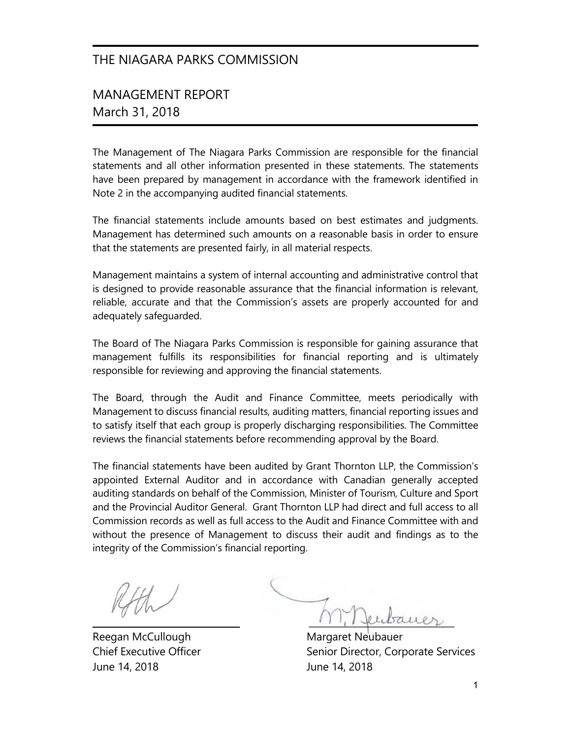# THE NIAGARA PARKS COMMISSION

## MANAGEMENT REPORT
March 31, 2018

The Management of The Niagara Parks Commission are responsible for the financial statements and all other information presented in these statements. The statements have been prepared by management in accordance with the framework identified in Note 2 in the accompanying audited financial statements.

The financial statements include amounts based on best estimates and judgments. Management has determined such amounts on a reasonable basis in order to ensure that the statements are presented fairly, in all material respects.

Management maintains a system of internal accounting and administrative control that is designed to provide reasonable assurance that the financial information is relevant, reliable, accurate and that the Commission's assets are properly accounted for and adequately safeguarded.

The Board of The Niagara Parks Commission is responsible for gaining assurance that management fulfills its responsibilities for financial reporting and is ultimately responsible for reviewing and approving the financial statements.

The Board, through the Audit and Finance Committee, meets periodically with Management to discuss financial results, auditing matters, financial reporting issues and to satisfy itself that each group is properly discharging responsibilities. The Committee reviews the financial statements before recommending approval by the Board.

The financial statements have been audited by Grant Thornton LLP, the Commission's appointed External Auditor and in accordance with Canadian generally accepted auditing standards on behalf of the Commission, Minister of Tourism, Culture and Sport and the Provincial Auditor General. Grant Thornton LLP had direct and full access to all Commission records as well as full access to the Audit and Finance Committee with and without the presence of Management to discuss their audit and findings as to the integrity of the Commission's financial reporting.

Reegan McCullough
Chief Executive Officer
June 14, 2018

Margaret Neubauer
Senior Director, Corporate Services
June 14, 2018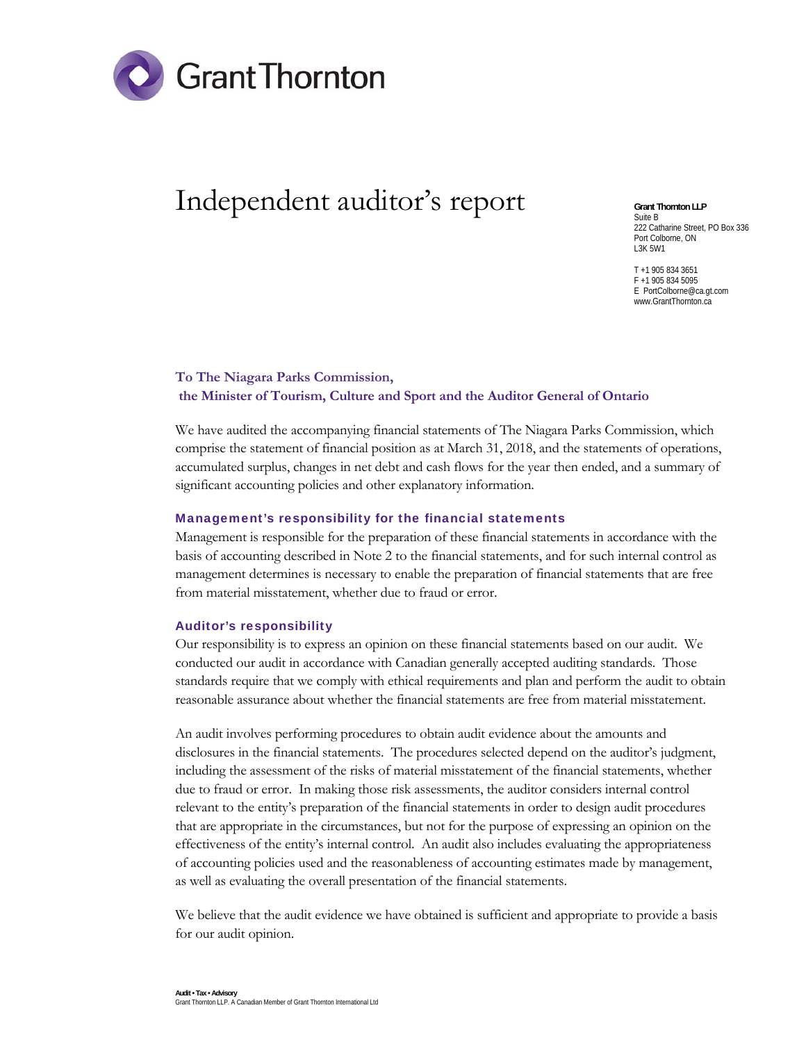# Independent auditor's report

**Grant Thornton LLP**
Suite B
222 Catharine Street, PO Box 336
Port Colborne, ON
L3K 5W1

T +1 905 834 3651
F +1 905 834 5095
E PortColborne@ca.gt.com
www.GrantThornton.ca

**To The Niagara Parks Commission,**
**the Minister of Tourism, Culture and Sport and the Auditor General of Ontario**

We have audited the accompanying financial statements of The Niagara Parks Commission, which comprise the statement of financial position as at March 31, 2018, and the statements of operations, accumulated surplus, changes in net debt and cash flows for the year then ended, and a summary of significant accounting policies and other explanatory information.

### Management's responsibility for the financial statements

Management is responsible for the preparation of these financial statements in accordance with the basis of accounting described in Note 2 to the financial statements, and for such internal control as management determines is necessary to enable the preparation of financial statements that are free from material misstatement, whether due to fraud or error.

### Auditor's responsibility

Our responsibility is to express an opinion on these financial statements based on our audit. We conducted our audit in accordance with Canadian generally accepted auditing standards. Those standards require that we comply with ethical requirements and plan and perform the audit to obtain reasonable assurance about whether the financial statements are free from material misstatement.

An audit involves performing procedures to obtain audit evidence about the amounts and disclosures in the financial statements. The procedures selected depend on the auditor's judgment, including the assessment of the risks of material misstatement of the financial statements, whether due to fraud or error. In making those risk assessments, the auditor considers internal control relevant to the entity's preparation of the financial statements in order to design audit procedures that are appropriate in the circumstances, but not for the purpose of expressing an opinion on the effectiveness of the entity's internal control. An audit also includes evaluating the appropriateness of accounting policies used and the reasonableness of accounting estimates made by management, as well as evaluating the overall presentation of the financial statements.

We believe that the audit evidence we have obtained is sufficient and appropriate to provide a basis for our audit opinion.

**Audit • Tax • Advisory**
Grant Thornton LLP. A Canadian Member of Grant Thornton International Ltd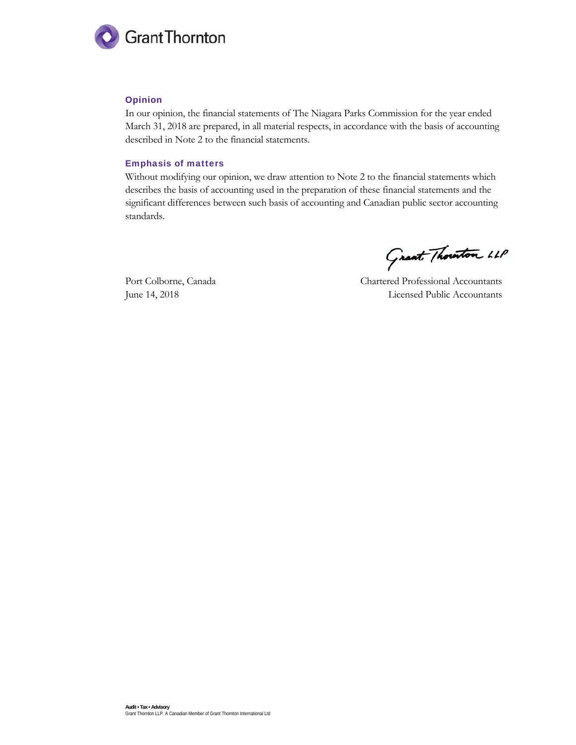## Opinion

In our opinion, the financial statements of The Niagara Parks Commission for the year ended March 31, 2018 are prepared, in all material respects, in accordance with the basis of accounting described in Note 2 to the financial statements.

## Emphasis of matters

Without modifying our opinion, we draw attention to Note 2 to the financial statements which describes the basis of accounting used in the preparation of these financial statements and the significant differences between such basis of accounting and Canadian public sector accounting standards.

Grant Thornton LLP

Port Colborne, Canada
June 14, 2018

Chartered Professional Accountants
Licensed Public Accountants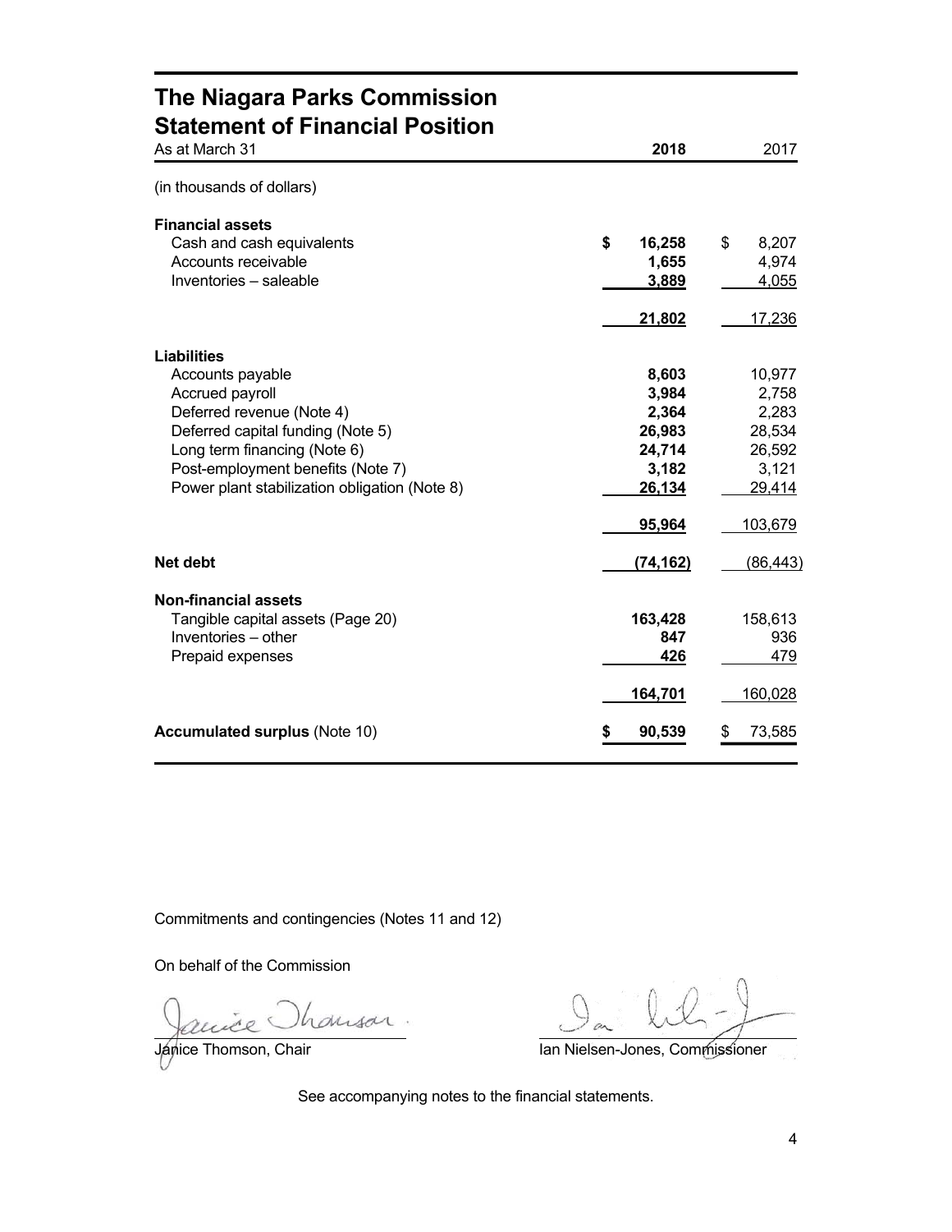# The Niagara Parks Commission

## Statement of Financial Position

| As at March 31 | 2018 | 2017 |
|---|---|---|
| (in thousands of dollars) | | |
| **Financial assets** | | |
| Cash and cash equivalents | **$ 16,258** | $ 8,207 |
| Accounts receivable | **1,655** | 4,974 |
| Inventories – saleable | **3,889** | 4,055 |
| | **21,802** | 17,236 |
| **Liabilities** | | |
| Accounts payable | **8,603** | 10,977 |
| Accrued payroll | **3,984** | 2,758 |
| Deferred revenue (Note 4) | **2,364** | 2,283 |
| Deferred capital funding (Note 5) | **26,983** | 28,534 |
| Long term financing (Note 6) | **24,714** | 26,592 |
| Post-employment benefits (Note 7) | **3,182** | 3,121 |
| Power plant stabilization obligation (Note 8) | **26,134** | 29,414 |
| | **95,964** | 103,679 |
| **Net debt** | **(74,162)** | (86,443) |
| **Non-financial assets** | | |
| Tangible capital assets (Page 20) | **163,428** | 158,613 |
| Inventories – other | **847** | 936 |
| Prepaid expenses | **426** | 479 |
| | **164,701** | 160,028 |
| **Accumulated surplus** (Note 10) | **$ 90,539** | $ 73,585 |

Commitments and contingencies (Notes 11 and 12)

On behalf of the Commission

Janice Thomson, Chair

Ian Nielsen-Jones, Commissioner

See accompanying notes to the financial statements.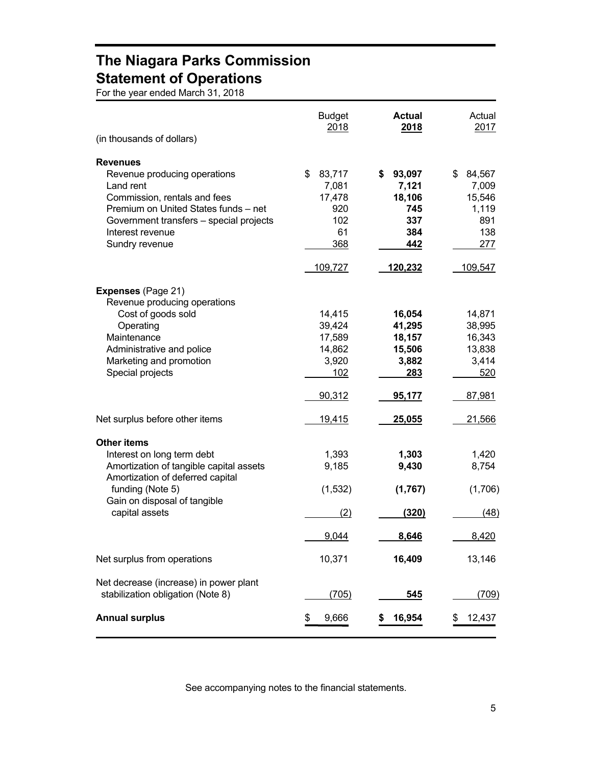# The Niagara Parks Commission
## Statement of Operations

For the year ended March 31, 2018

| (in thousands of dollars) | Budget 2018 | **Actual 2018** | Actual 2017 |
|---|---|---|---|
| **Revenues** | | | |
| Revenue producing operations | $ 83,717 | **$ 93,097** | $ 84,567 |
| Land rent | 7,081 | **7,121** | 7,009 |
| Commission, rentals and fees | 17,478 | **18,106** | 15,546 |
| Premium on United States funds – net | 920 | **745** | 1,119 |
| Government transfers – special projects | 102 | **337** | 891 |
| Interest revenue | 61 | **384** | 138 |
| Sundry revenue | 368 | **442** | 277 |
| | 109,727 | **120,232** | 109,547 |
| **Expenses** (Page 21) | | | |
| Revenue producing operations | | | |
| Cost of goods sold | 14,415 | **16,054** | 14,871 |
| Operating | 39,424 | **41,295** | 38,995 |
| Maintenance | 17,589 | **18,157** | 16,343 |
| Administrative and police | 14,862 | **15,506** | 13,838 |
| Marketing and promotion | 3,920 | **3,882** | 3,414 |
| Special projects | 102 | **283** | 520 |
| | 90,312 | **95,177** | 87,981 |
| Net surplus before other items | 19,415 | **25,055** | 21,566 |
| **Other items** | | | |
| Interest on long term debt | 1,393 | **1,303** | 1,420 |
| Amortization of tangible capital assets | 9,185 | **9,430** | 8,754 |
| Amortization of deferred capital funding (Note 5) | (1,532) | **(1,767)** | (1,706) |
| Gain on disposal of tangible capital assets | (2) | **(320)** | (48) |
| | 9,044 | **8,646** | 8,420 |
| Net surplus from operations | 10,371 | **16,409** | 13,146 |
| Net decrease (increase) in power plant stabilization obligation (Note 8) | (705) | **545** | (709) |
| **Annual surplus** | $ 9,666 | **$ 16,954** | $ 12,437 |

See accompanying notes to the financial statements.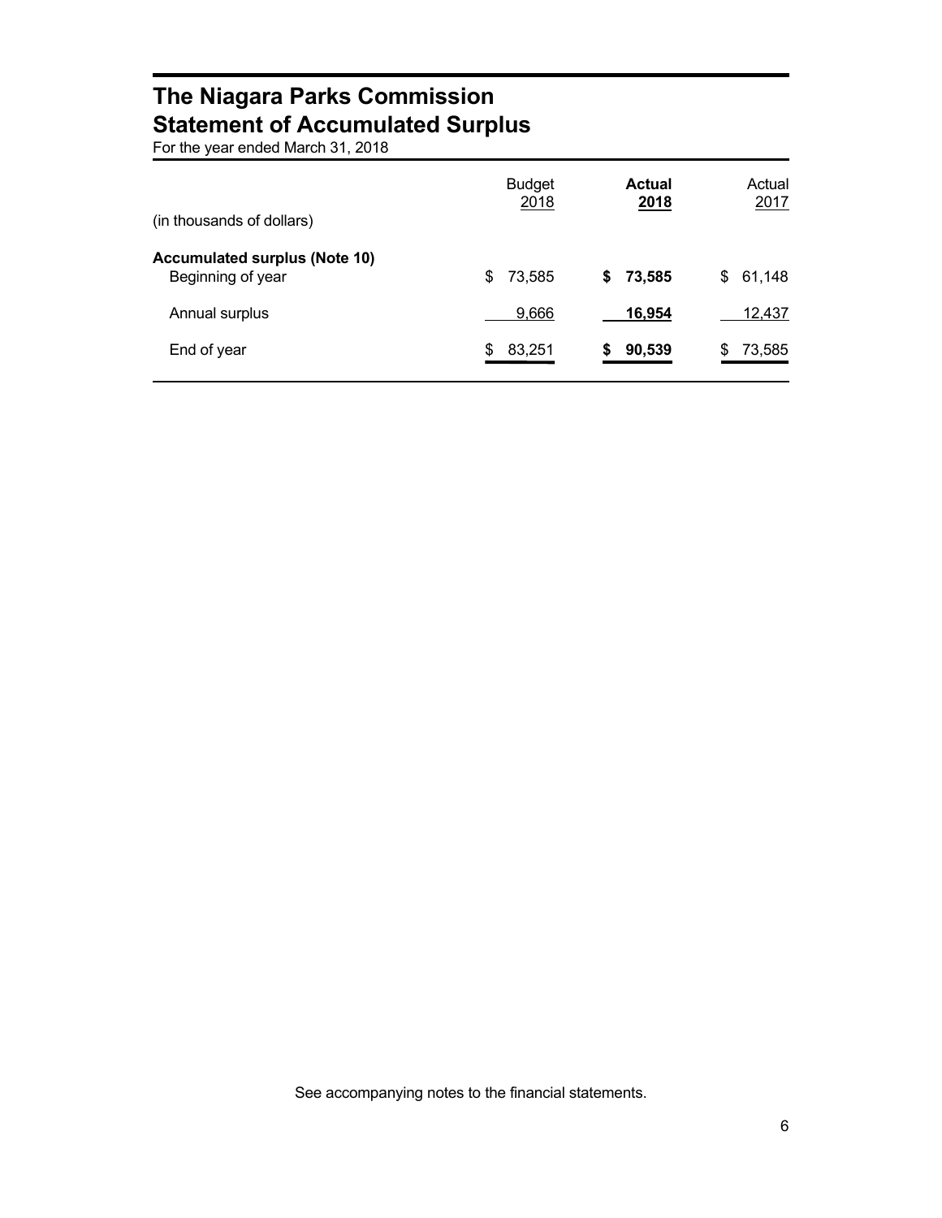# The Niagara Parks Commission
# Statement of Accumulated Surplus

For the year ended March 31, 2018

| (in thousands of dollars) | Budget 2018 | **Actual 2018** | Actual 2017 |
|---|---|---|---|
| **Accumulated surplus (Note 10)** | | | |
| Beginning of year | $ 73,585 | **$ 73,585** | $ 61,148 |
| Annual surplus | 9,666 | **16,954** | 12,437 |
| End of year | $ 83,251 | **$ 90,539** | $ 73,585 |

See accompanying notes to the financial statements.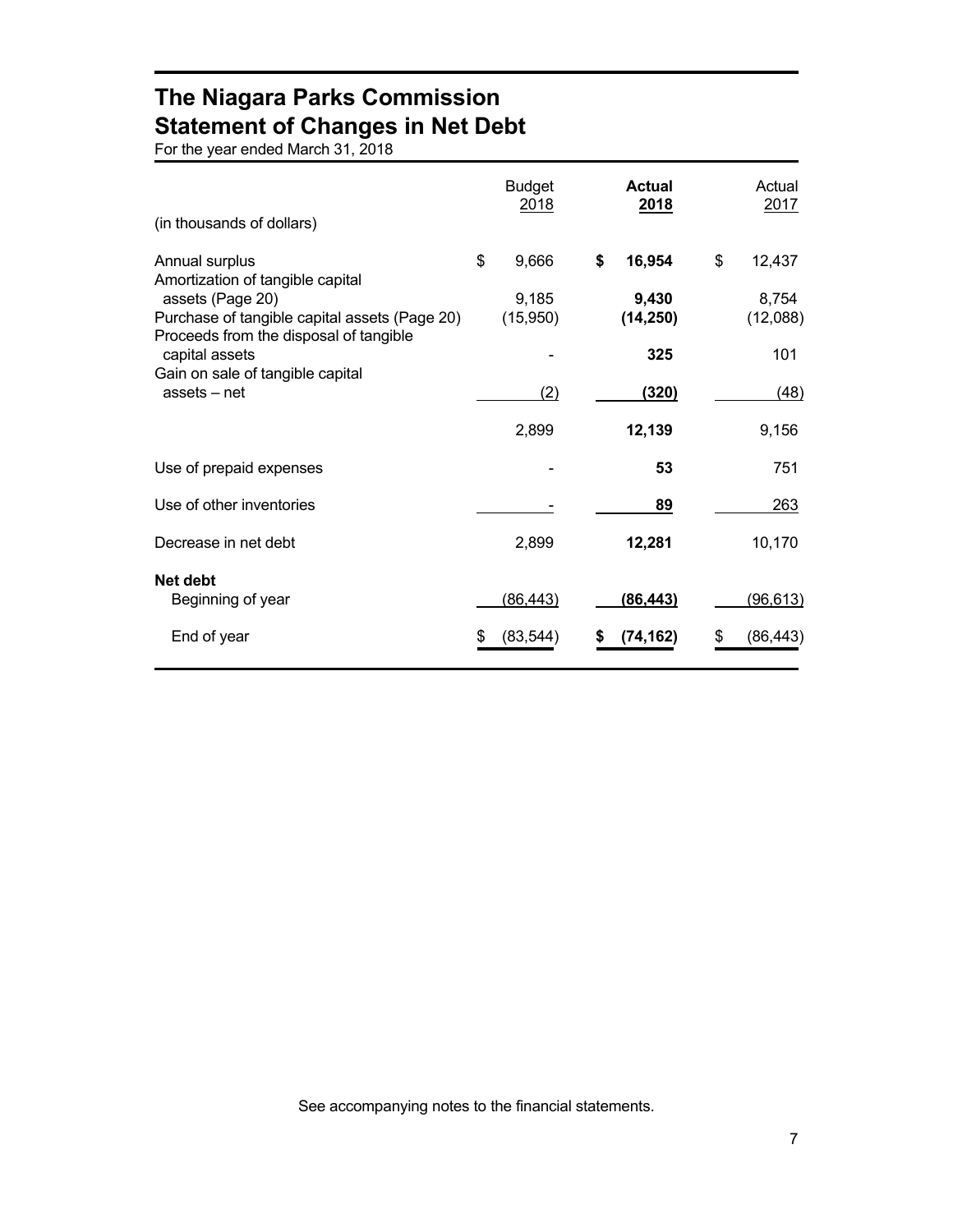# The Niagara Parks Commission
# Statement of Changes in Net Debt

For the year ended March 31, 2018

| (in thousands of dollars) | Budget 2018 | **Actual 2018** | Actual 2017 |
|---|---|---|---|
| Annual surplus | $ 9,666 | **$ 16,954** | $ 12,437 |
| Amortization of tangible capital assets (Page 20) | 9,185 | **9,430** | 8,754 |
| Purchase of tangible capital assets (Page 20) | (15,950) | **(14,250)** | (12,088) |
| Proceeds from the disposal of tangible capital assets | - | **325** | 101 |
| Gain on sale of tangible capital assets – net | (2) | **(320)** | (48) |
| | 2,899 | **12,139** | 9,156 |
| Use of prepaid expenses | - | **53** | 751 |
| Use of other inventories | - | **89** | 263 |
| Decrease in net debt | 2,899 | **12,281** | 10,170 |
| **Net debt** | | | |
| Beginning of year | (86,443) | **(86,443)** | (96,613) |
| End of year | $ (83,544) | **$ (74,162)** | $ (86,443) |

See accompanying notes to the financial statements.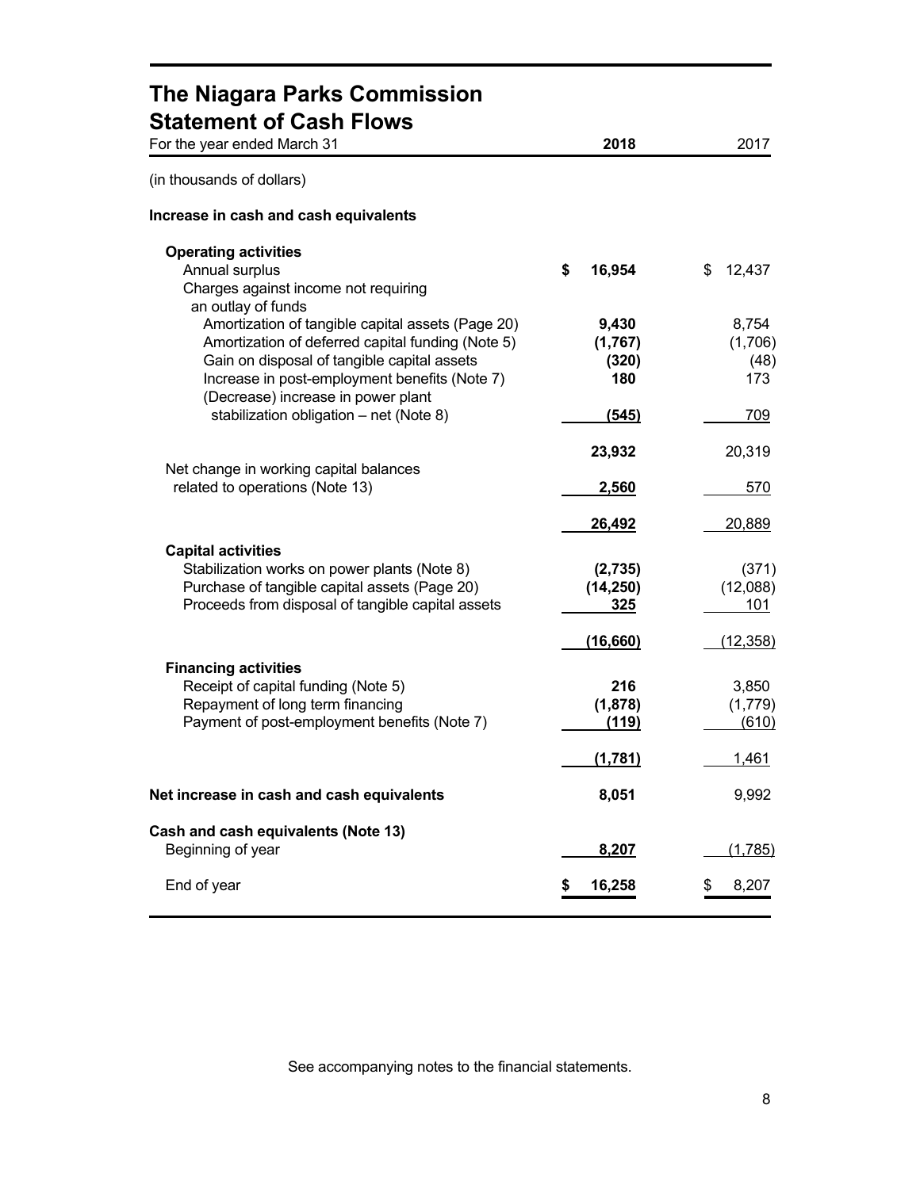# The Niagara Parks Commission
## Statement of Cash Flows

| For the year ended March 31 | **2018** | 2017 |
|---|---|---|
| (in thousands of dollars) | | |
| **Increase in cash and cash equivalents** | | |
| **Operating activities** | | |
| Annual surplus | **$ 16,954** | $ 12,437 |
| Charges against income not requiring an outlay of funds | | |
| Amortization of tangible capital assets (Page 20) | **9,430** | 8,754 |
| Amortization of deferred capital funding (Note 5) | **(1,767)** | (1,706) |
| Gain on disposal of tangible capital assets | **(320)** | (48) |
| Increase in post-employment benefits (Note 7) | **180** | 173 |
| (Decrease) increase in power plant stabilization obligation – net (Note 8) | **(545)** | 709 |
| | **23,932** | 20,319 |
| Net change in working capital balances related to operations (Note 13) | **2,560** | 570 |
| | **26,492** | 20,889 |
| **Capital activities** | | |
| Stabilization works on power plants (Note 8) | **(2,735)** | (371) |
| Purchase of tangible capital assets (Page 20) | **(14,250)** | (12,088) |
| Proceeds from disposal of tangible capital assets | **325** | 101 |
| | **(16,660)** | (12,358) |
| **Financing activities** | | |
| Receipt of capital funding (Note 5) | **216** | 3,850 |
| Repayment of long term financing | **(1,878)** | (1,779) |
| Payment of post-employment benefits (Note 7) | **(119)** | (610) |
| | **(1,781)** | 1,461 |
| **Net increase in cash and cash equivalents** | **8,051** | 9,992 |
| **Cash and cash equivalents (Note 13)** | | |
| Beginning of year | **8,207** | (1,785) |
| End of year | **$ 16,258** | $ 8,207 |

See accompanying notes to the financial statements.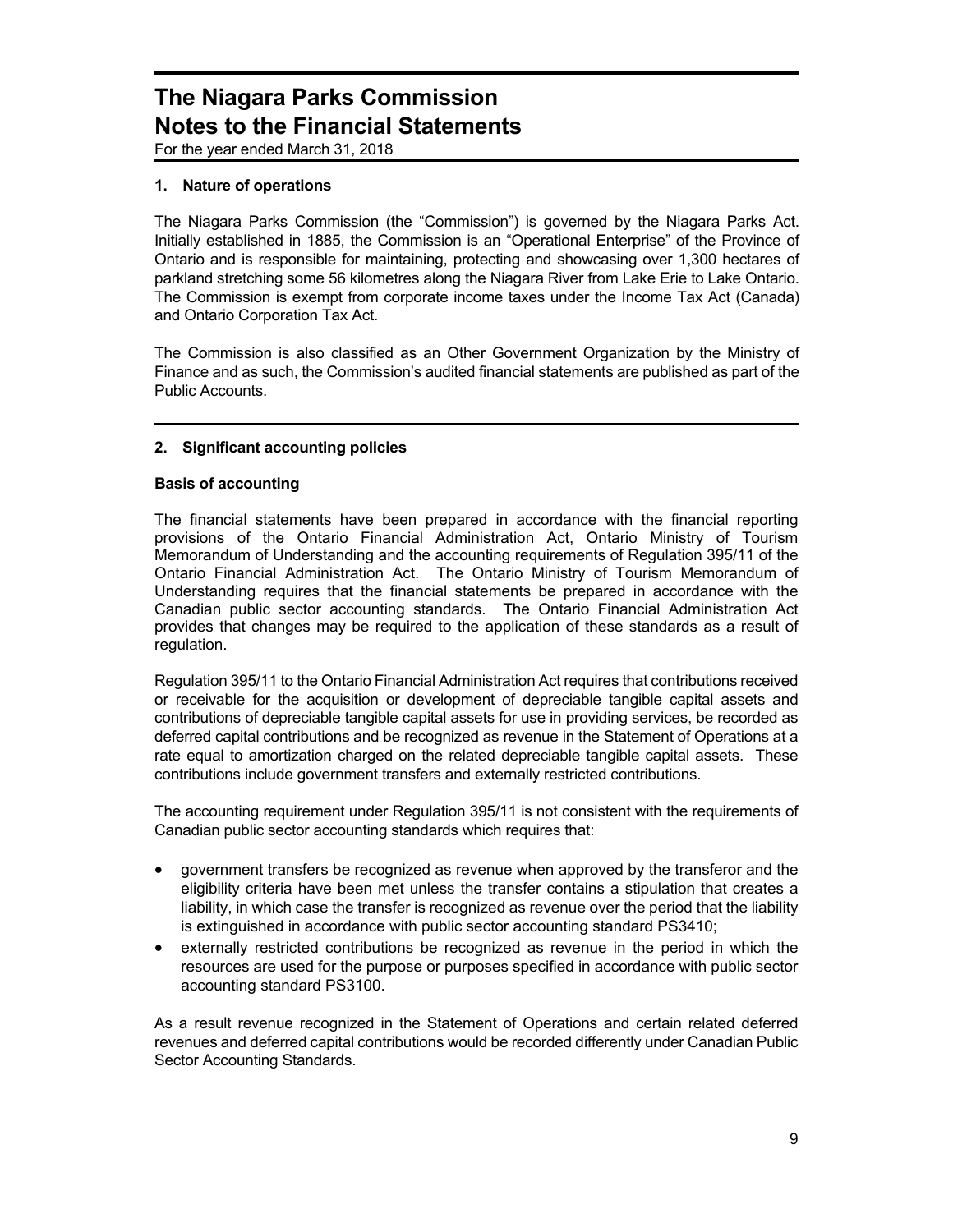# The Niagara Parks Commission
# Notes to the Financial Statements

For the year ended March 31, 2018

### 1. Nature of operations

The Niagara Parks Commission (the "Commission") is governed by the Niagara Parks Act. Initially established in 1885, the Commission is an "Operational Enterprise" of the Province of Ontario and is responsible for maintaining, protecting and showcasing over 1,300 hectares of parkland stretching some 56 kilometres along the Niagara River from Lake Erie to Lake Ontario. The Commission is exempt from corporate income taxes under the Income Tax Act (Canada) and Ontario Corporation Tax Act.

The Commission is also classified as an Other Government Organization by the Ministry of Finance and as such, the Commission's audited financial statements are published as part of the Public Accounts.

### 2. Significant accounting policies

**Basis of accounting**

The financial statements have been prepared in accordance with the financial reporting provisions of the Ontario Financial Administration Act, Ontario Ministry of Tourism Memorandum of Understanding and the accounting requirements of Regulation 395/11 of the Ontario Financial Administration Act. The Ontario Ministry of Tourism Memorandum of Understanding requires that the financial statements be prepared in accordance with the Canadian public sector accounting standards. The Ontario Financial Administration Act provides that changes may be required to the application of these standards as a result of regulation.

Regulation 395/11 to the Ontario Financial Administration Act requires that contributions received or receivable for the acquisition or development of depreciable tangible capital assets and contributions of depreciable tangible capital assets for use in providing services, be recorded as deferred capital contributions and be recognized as revenue in the Statement of Operations at a rate equal to amortization charged on the related depreciable tangible capital assets. These contributions include government transfers and externally restricted contributions.

The accounting requirement under Regulation 395/11 is not consistent with the requirements of Canadian public sector accounting standards which requires that:

- government transfers be recognized as revenue when approved by the transferor and the eligibility criteria have been met unless the transfer contains a stipulation that creates a liability, in which case the transfer is recognized as revenue over the period that the liability is extinguished in accordance with public sector accounting standard PS3410;
- externally restricted contributions be recognized as revenue in the period in which the resources are used for the purpose or purposes specified in accordance with public sector accounting standard PS3100.

As a result revenue recognized in the Statement of Operations and certain related deferred revenues and deferred capital contributions would be recorded differently under Canadian Public Sector Accounting Standards.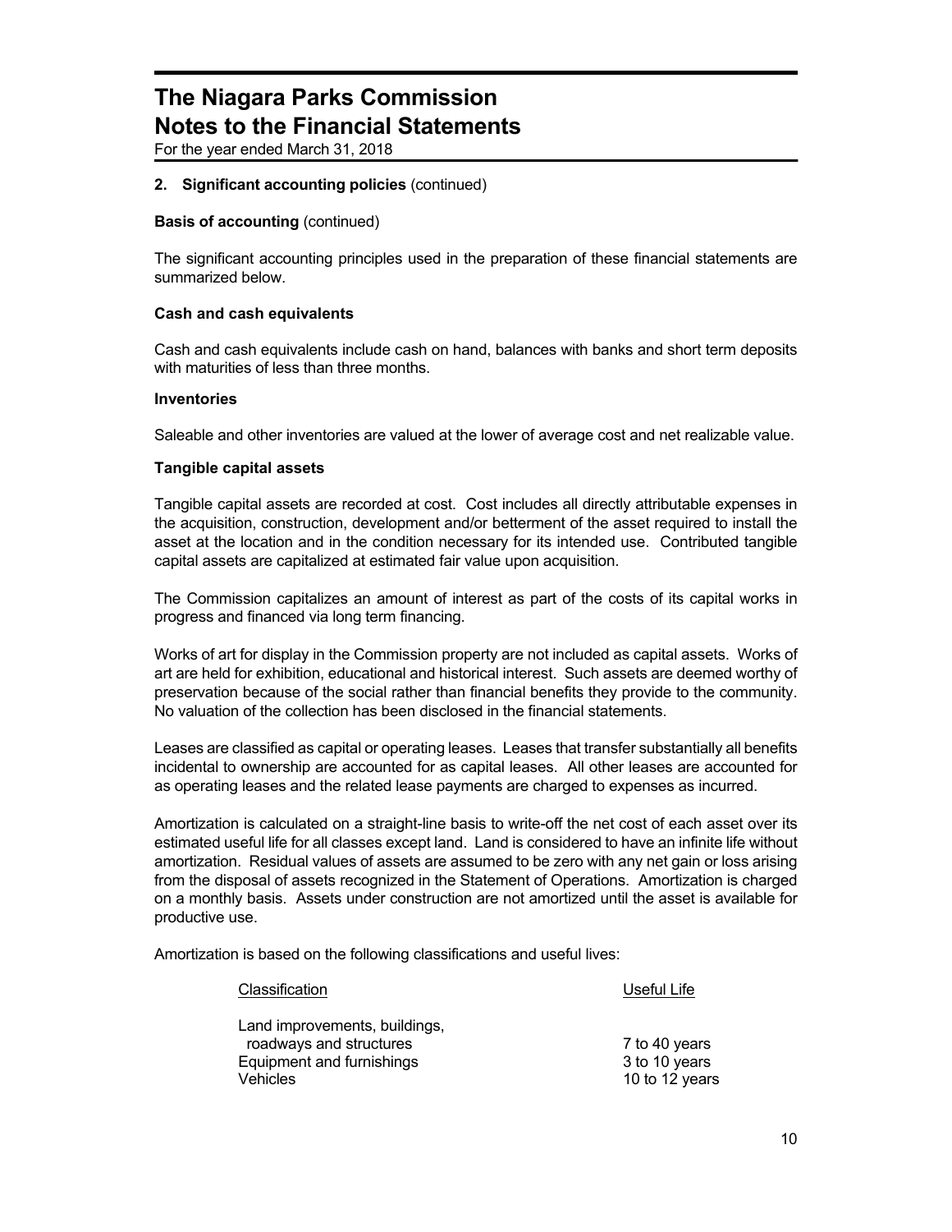# The Niagara Parks Commission
# Notes to the Financial Statements

For the year ended March 31, 2018

**2. Significant accounting policies** (continued)

**Basis of accounting** (continued)

The significant accounting principles used in the preparation of these financial statements are summarized below.

**Cash and cash equivalents**

Cash and cash equivalents include cash on hand, balances with banks and short term deposits with maturities of less than three months.

**Inventories**

Saleable and other inventories are valued at the lower of average cost and net realizable value.

**Tangible capital assets**

Tangible capital assets are recorded at cost. Cost includes all directly attributable expenses in the acquisition, construction, development and/or betterment of the asset required to install the asset at the location and in the condition necessary for its intended use. Contributed tangible capital assets are capitalized at estimated fair value upon acquisition.

The Commission capitalizes an amount of interest as part of the costs of its capital works in progress and financed via long term financing.

Works of art for display in the Commission property are not included as capital assets. Works of art are held for exhibition, educational and historical interest. Such assets are deemed worthy of preservation because of the social rather than financial benefits they provide to the community. No valuation of the collection has been disclosed in the financial statements.

Leases are classified as capital or operating leases. Leases that transfer substantially all benefits incidental to ownership are accounted for as capital leases. All other leases are accounted for as operating leases and the related lease payments are charged to expenses as incurred.

Amortization is calculated on a straight-line basis to write-off the net cost of each asset over its estimated useful life for all classes except land. Land is considered to have an infinite life without amortization. Residual values of assets are assumed to be zero with any net gain or loss arising from the disposal of assets recognized in the Statement of Operations. Amortization is charged on a monthly basis. Assets under construction are not amortized until the asset is available for productive use.

Amortization is based on the following classifications and useful lives:

| Classification | Useful Life |
|---|---|
| Land improvements, buildings, roadways and structures | 7 to 40 years |
| Equipment and furnishings | 3 to 10 years |
| Vehicles | 10 to 12 years |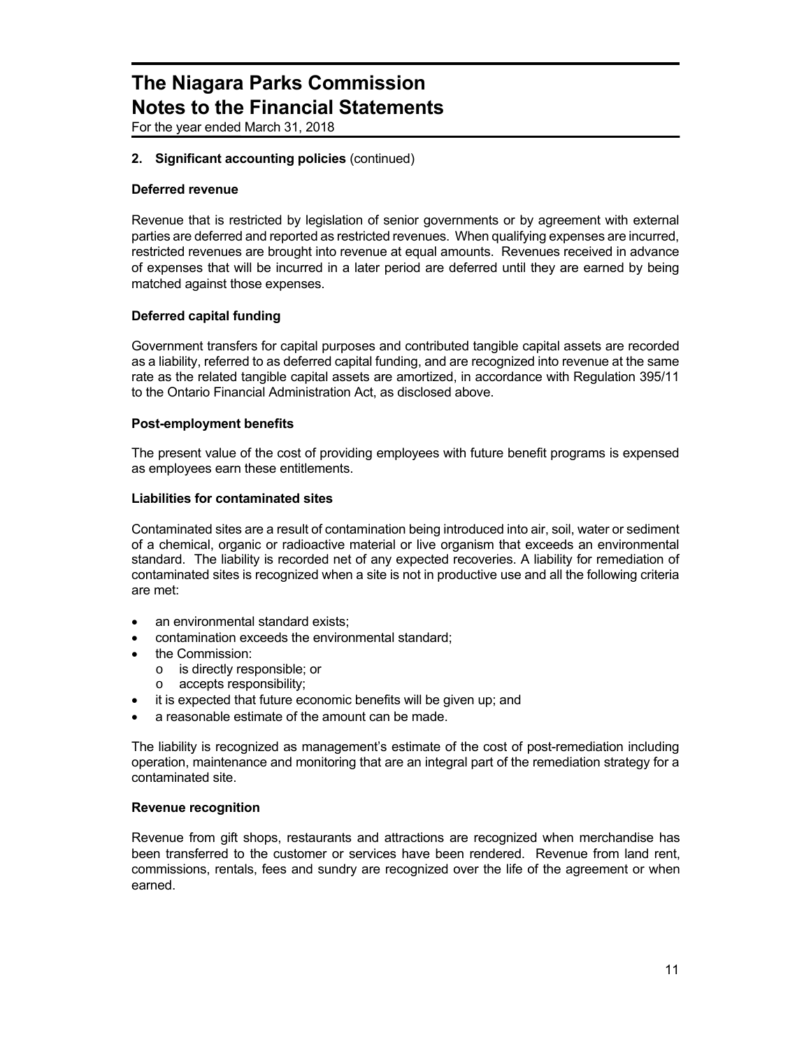# The Niagara Parks Commission
# Notes to the Financial Statements

For the year ended March 31, 2018

**2. Significant accounting policies** (continued)

**Deferred revenue**

Revenue that is restricted by legislation of senior governments or by agreement with external parties are deferred and reported as restricted revenues. When qualifying expenses are incurred, restricted revenues are brought into revenue at equal amounts. Revenues received in advance of expenses that will be incurred in a later period are deferred until they are earned by being matched against those expenses.

**Deferred capital funding**

Government transfers for capital purposes and contributed tangible capital assets are recorded as a liability, referred to as deferred capital funding, and are recognized into revenue at the same rate as the related tangible capital assets are amortized, in accordance with Regulation 395/11 to the Ontario Financial Administration Act, as disclosed above.

**Post-employment benefits**

The present value of the cost of providing employees with future benefit programs is expensed as employees earn these entitlements.

**Liabilities for contaminated sites**

Contaminated sites are a result of contamination being introduced into air, soil, water or sediment of a chemical, organic or radioactive material or live organism that exceeds an environmental standard. The liability is recorded net of any expected recoveries. A liability for remediation of contaminated sites is recognized when a site is not in productive use and all the following criteria are met:

- an environmental standard exists;
- contamination exceeds the environmental standard;
- the Commission:
  - is directly responsible; or
  - accepts responsibility;
- it is expected that future economic benefits will be given up; and
- a reasonable estimate of the amount can be made.

The liability is recognized as management's estimate of the cost of post-remediation including operation, maintenance and monitoring that are an integral part of the remediation strategy for a contaminated site.

**Revenue recognition**

Revenue from gift shops, restaurants and attractions are recognized when merchandise has been transferred to the customer or services have been rendered. Revenue from land rent, commissions, rentals, fees and sundry are recognized over the life of the agreement or when earned.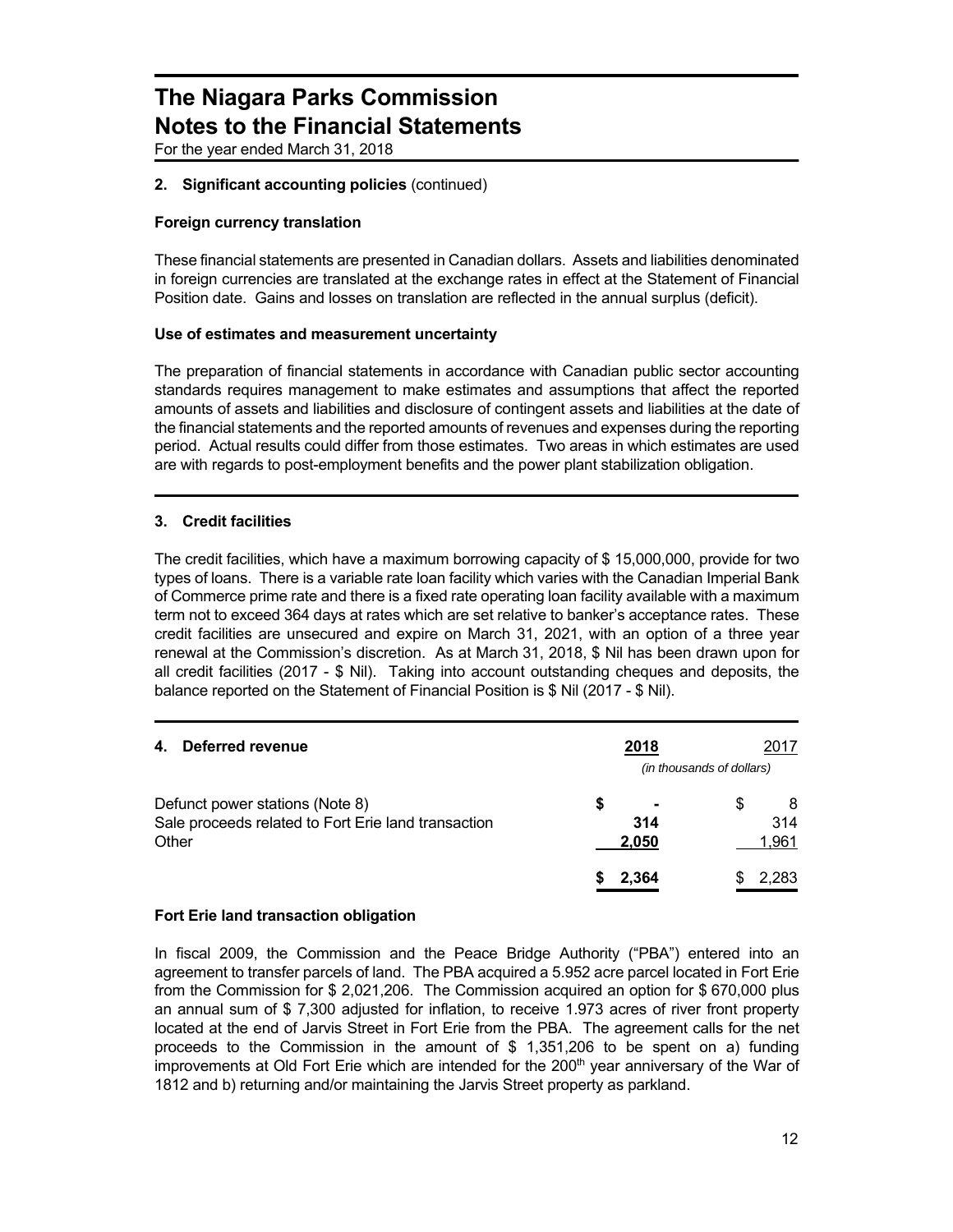# The Niagara Parks Commission
# Notes to the Financial Statements

For the year ended March 31, 2018

## 2. Significant accounting policies (continued)

### Foreign currency translation

These financial statements are presented in Canadian dollars. Assets and liabilities denominated in foreign currencies are translated at the exchange rates in effect at the Statement of Financial Position date. Gains and losses on translation are reflected in the annual surplus (deficit).

### Use of estimates and measurement uncertainty

The preparation of financial statements in accordance with Canadian public sector accounting standards requires management to make estimates and assumptions that affect the reported amounts of assets and liabilities and disclosure of contingent assets and liabilities at the date of the financial statements and the reported amounts of revenues and expenses during the reporting period. Actual results could differ from those estimates. Two areas in which estimates are used are with regards to post-employment benefits and the power plant stabilization obligation.

## 3. Credit facilities

The credit facilities, which have a maximum borrowing capacity of $ 15,000,000, provide for two types of loans. There is a variable rate loan facility which varies with the Canadian Imperial Bank of Commerce prime rate and there is a fixed rate operating loan facility available with a maximum term not to exceed 364 days at rates which are set relative to banker's acceptance rates. These credit facilities are unsecured and expire on March 31, 2021, with an option of a three year renewal at the Commission's discretion. As at March 31, 2018, $ Nil has been drawn upon for all credit facilities (2017 - $ Nil). Taking into account outstanding cheques and deposits, the balance reported on the Statement of Financial Position is $ Nil (2017 - $ Nil).

## 4. Deferred revenue

| | 2018 | 2017 |
|---|---|---|
| | *(in thousands of dollars)* | |
| Defunct power stations (Note 8) | $ - | $ 8 |
| Sale proceeds related to Fort Erie land transaction | 314 | 314 |
| Other | 2,050 | 1,961 |
| | $ 2,364 | $ 2,283 |

### Fort Erie land transaction obligation

In fiscal 2009, the Commission and the Peace Bridge Authority ("PBA") entered into an agreement to transfer parcels of land. The PBA acquired a 5.952 acre parcel located in Fort Erie from the Commission for $ 2,021,206. The Commission acquired an option for $ 670,000 plus an annual sum of $ 7,300 adjusted for inflation, to receive 1.973 acres of river front property located at the end of Jarvis Street in Fort Erie from the PBA. The agreement calls for the net proceeds to the Commission in the amount of $ 1,351,206 to be spent on a) funding improvements at Old Fort Erie which are intended for the 200th year anniversary of the War of 1812 and b) returning and/or maintaining the Jarvis Street property as parkland.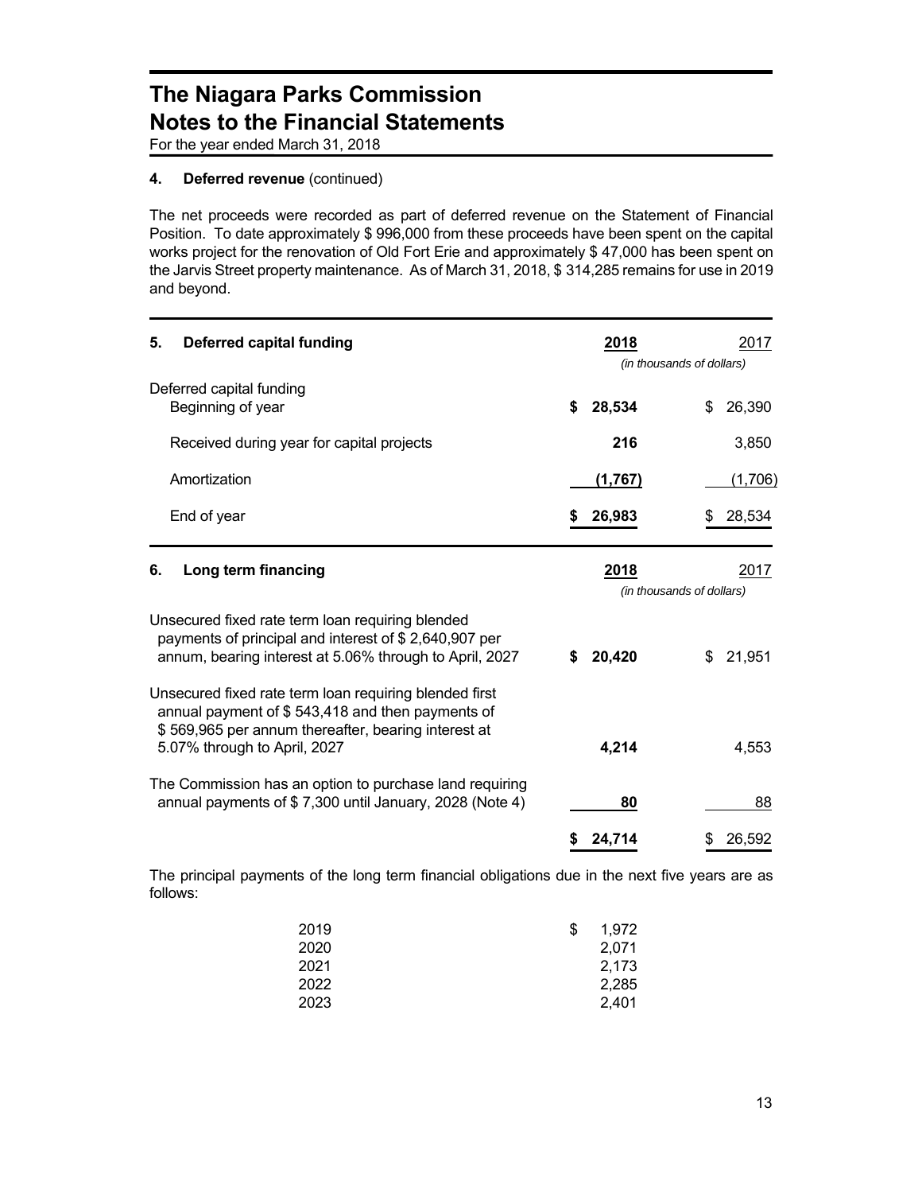# The Niagara Parks Commission
# Notes to the Financial Statements

For the year ended March 31, 2018

### 4. Deferred revenue (continued)

The net proceeds were recorded as part of deferred revenue on the Statement of Financial Position. To date approximately $ 996,000 from these proceeds have been spent on the capital works project for the renovation of Old Fort Erie and approximately $ 47,000 has been spent on the Jarvis Street property maintenance. As of March 31, 2018, $ 314,285 remains for use in 2019 and beyond.

### 5. Deferred capital funding

| | **2018** | 2017 |
|---|---|---|
| | *(in thousands of dollars)* | |
| Deferred capital funding<br>Beginning of year | **$ 28,534** | $ 26,390 |
| Received during year for capital projects | **216** | 3,850 |
| Amortization | **(1,767)** | (1,706) |
| End of year | **$ 26,983** | $ 28,534 |

### 6. Long term financing

| | **2018** | 2017 |
|---|---|---|
| | *(in thousands of dollars)* | |
| Unsecured fixed rate term loan requiring blended payments of principal and interest of $ 2,640,907 per annum, bearing interest at 5.06% through to April, 2027 | **$ 20,420** | $ 21,951 |
| Unsecured fixed rate term loan requiring blended first annual payment of $ 543,418 and then payments of $ 569,965 per annum thereafter, bearing interest at 5.07% through to April, 2027 | **4,214** | 4,553 |
| The Commission has an option to purchase land requiring annual payments of $ 7,300 until January, 2028 (Note 4) | **80** | 88 |
| | **$ 24,714** | $ 26,592 |

The principal payments of the long term financial obligations due in the next five years are as follows:

| | |
|---|---|
| 2019 | $ 1,972 |
| 2020 | 2,071 |
| 2021 | 2,173 |
| 2022 | 2,285 |
| 2023 | 2,401 |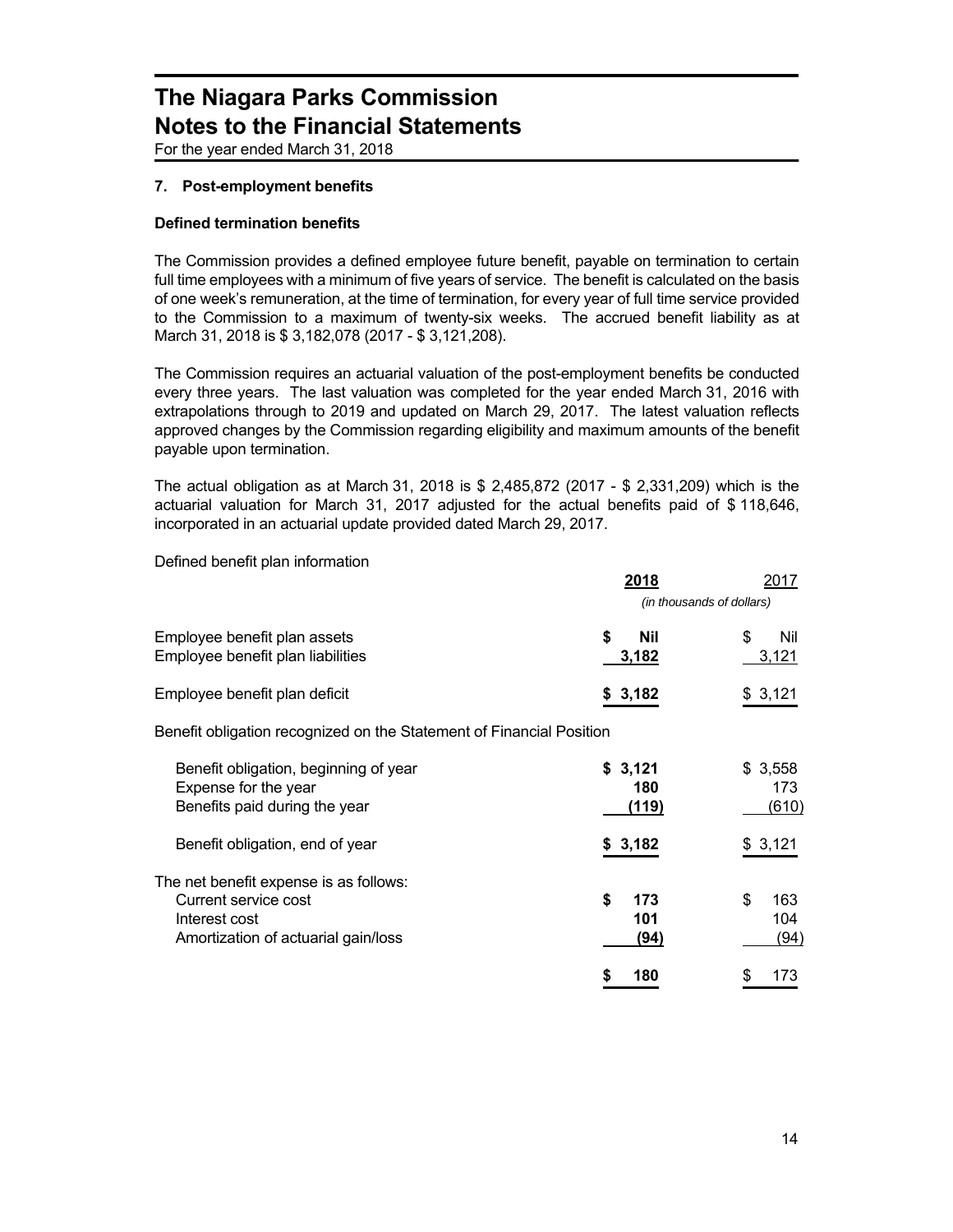# The Niagara Parks Commission
# Notes to the Financial Statements

For the year ended March 31, 2018

### 7. Post-employment benefits

**Defined termination benefits**

The Commission provides a defined employee future benefit, payable on termination to certain full time employees with a minimum of five years of service. The benefit is calculated on the basis of one week's remuneration, at the time of termination, for every year of full time service provided to the Commission to a maximum of twenty-six weeks. The accrued benefit liability as at March 31, 2018 is $ 3,182,078 (2017 - $ 3,121,208).

The Commission requires an actuarial valuation of the post-employment benefits be conducted every three years. The last valuation was completed for the year ended March 31, 2016 with extrapolations through to 2019 and updated on March 29, 2017. The latest valuation reflects approved changes by the Commission regarding eligibility and maximum amounts of the benefit payable upon termination.

The actual obligation as at March 31, 2018 is $ 2,485,872 (2017 - $ 2,331,209) which is the actuarial valuation for March 31, 2017 adjusted for the actual benefits paid of $ 118,646, incorporated in an actuarial update provided dated March 29, 2017.

Defined benefit plan information

| | **2018** | 2017 |
|---|---|---|
| | *(in thousands of dollars)* | |
| Employee benefit plan assets | **$ Nil** | $ Nil |
| Employee benefit plan liabilities | **3,182** | 3,121 |
| Employee benefit plan deficit | **$ 3,182** | $ 3,121 |
| Benefit obligation recognized on the Statement of Financial Position | | |
| Benefit obligation, beginning of year | **$ 3,121** | $ 3,558 |
| Expense for the year | **180** | 173 |
| Benefits paid during the year | **(119)** | (610) |
| Benefit obligation, end of year | **$ 3,182** | $ 3,121 |
| The net benefit expense is as follows: | | |
| Current service cost | **$ 173** | $ 163 |
| Interest cost | **101** | 104 |
| Amortization of actuarial gain/loss | **(94)** | (94) |
| | **$ 180** | $ 173 |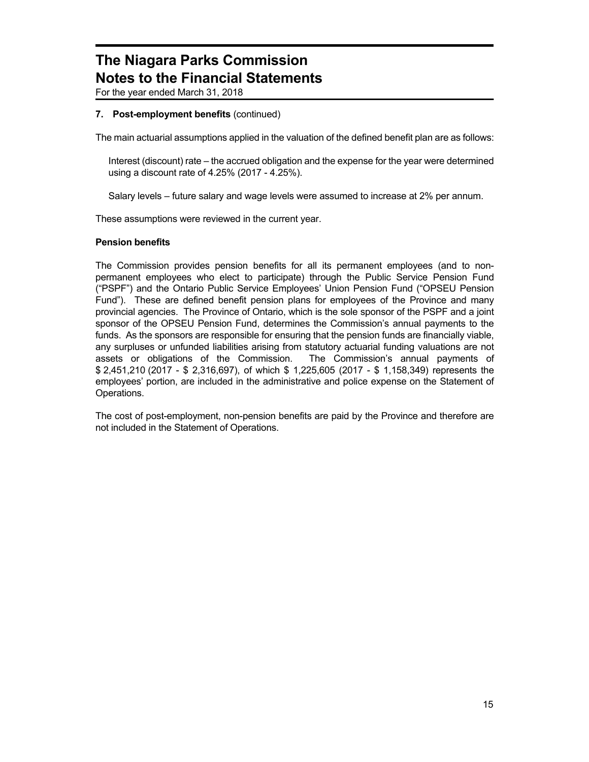# The Niagara Parks Commission
# Notes to the Financial Statements

For the year ended March 31, 2018

### 7. Post-employment benefits (continued)

The main actuarial assumptions applied in the valuation of the defined benefit plan are as follows:

Interest (discount) rate – the accrued obligation and the expense for the year were determined using a discount rate of 4.25% (2017 - 4.25%).

Salary levels – future salary and wage levels were assumed to increase at 2% per annum.

These assumptions were reviewed in the current year.

**Pension benefits**

The Commission provides pension benefits for all its permanent employees (and to non-permanent employees who elect to participate) through the Public Service Pension Fund ("PSPF") and the Ontario Public Service Employees' Union Pension Fund ("OPSEU Pension Fund"). These are defined benefit pension plans for employees of the Province and many provincial agencies. The Province of Ontario, which is the sole sponsor of the PSPF and a joint sponsor of the OPSEU Pension Fund, determines the Commission's annual payments to the funds. As the sponsors are responsible for ensuring that the pension funds are financially viable, any surpluses or unfunded liabilities arising from statutory actuarial funding valuations are not assets or obligations of the Commission. The Commission's annual payments of $ 2,451,210 (2017 - $ 2,316,697), of which $ 1,225,605 (2017 - $ 1,158,349) represents the employees' portion, are included in the administrative and police expense on the Statement of Operations.

The cost of post-employment, non-pension benefits are paid by the Province and therefore are not included in the Statement of Operations.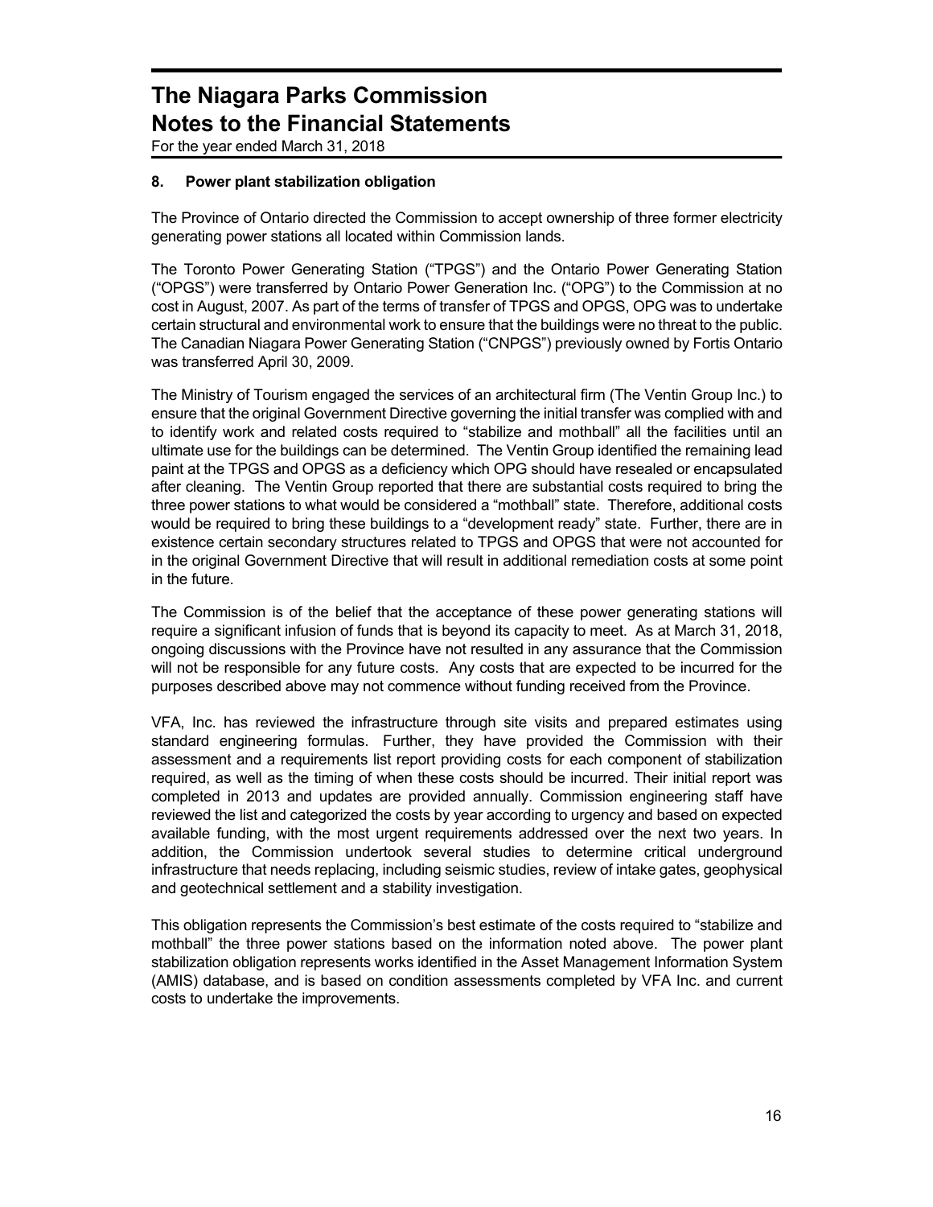## 8. Power plant stabilization obligation

The Province of Ontario directed the Commission to accept ownership of three former electricity generating power stations all located within Commission lands.

The Toronto Power Generating Station ("TPGS") and the Ontario Power Generating Station ("OPGS") were transferred by Ontario Power Generation Inc. ("OPG") to the Commission at no cost in August, 2007. As part of the terms of transfer of TPGS and OPGS, OPG was to undertake certain structural and environmental work to ensure that the buildings were no threat to the public. The Canadian Niagara Power Generating Station ("CNPGS") previously owned by Fortis Ontario was transferred April 30, 2009.

The Ministry of Tourism engaged the services of an architectural firm (The Ventin Group Inc.) to ensure that the original Government Directive governing the initial transfer was complied with and to identify work and related costs required to "stabilize and mothball" all the facilities until an ultimate use for the buildings can be determined. The Ventin Group identified the remaining lead paint at the TPGS and OPGS as a deficiency which OPG should have resealed or encapsulated after cleaning. The Ventin Group reported that there are substantial costs required to bring the three power stations to what would be considered a "mothball" state. Therefore, additional costs would be required to bring these buildings to a "development ready" state. Further, there are in existence certain secondary structures related to TPGS and OPGS that were not accounted for in the original Government Directive that will result in additional remediation costs at some point in the future.

The Commission is of the belief that the acceptance of these power generating stations will require a significant infusion of funds that is beyond its capacity to meet. As at March 31, 2018, ongoing discussions with the Province have not resulted in any assurance that the Commission will not be responsible for any future costs. Any costs that are expected to be incurred for the purposes described above may not commence without funding received from the Province.

VFA, Inc. has reviewed the infrastructure through site visits and prepared estimates using standard engineering formulas. Further, they have provided the Commission with their assessment and a requirements list report providing costs for each component of stabilization required, as well as the timing of when these costs should be incurred. Their initial report was completed in 2013 and updates are provided annually. Commission engineering staff have reviewed the list and categorized the costs by year according to urgency and based on expected available funding, with the most urgent requirements addressed over the next two years. In addition, the Commission undertook several studies to determine critical underground infrastructure that needs replacing, including seismic studies, review of intake gates, geophysical and geotechnical settlement and a stability investigation.

This obligation represents the Commission's best estimate of the costs required to "stabilize and mothball" the three power stations based on the information noted above. The power plant stabilization obligation represents works identified in the Asset Management Information System (AMIS) database, and is based on condition assessments completed by VFA Inc. and current costs to undertake the improvements.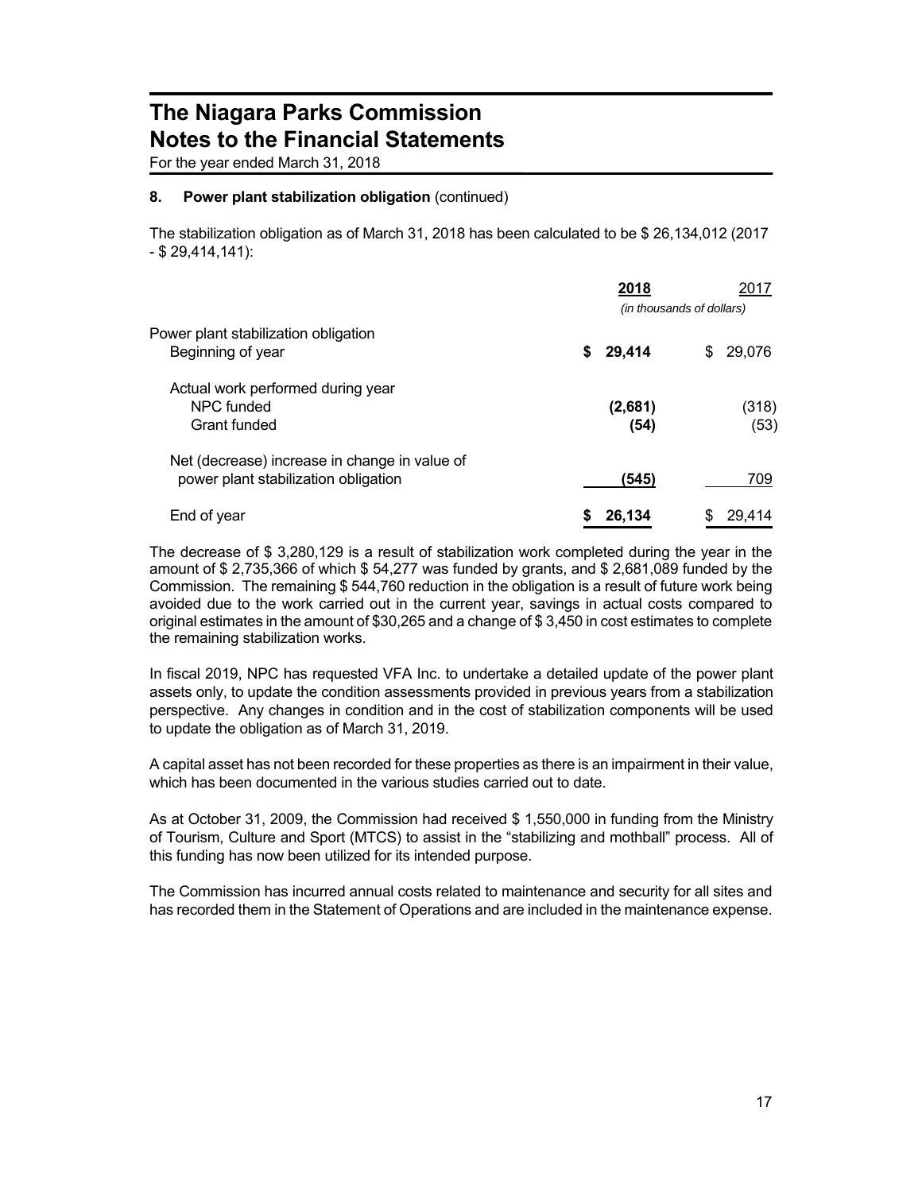# The Niagara Parks Commission
# Notes to the Financial Statements

For the year ended March 31, 2018

### 8. Power plant stabilization obligation (continued)

The stabilization obligation as of March 31, 2018 has been calculated to be $ 26,134,012 (2017 - $ 29,414,141):

| | **2018** | 2017 |
|---|---|---|
| | *(in thousands of dollars)* | |
| Power plant stabilization obligation | | |
| Beginning of year | **$ 29,414** | $ 29,076 |
| Actual work performed during year | | |
| NPC funded | **(2,681)** | (318) |
| Grant funded | **(54)** | (53) |
| Net (decrease) increase in change in value of power plant stabilization obligation | **(545)** | 709 |
| End of year | **$ 26,134** | $ 29,414 |

The decrease of $ 3,280,129 is a result of stabilization work completed during the year in the amount of $ 2,735,366 of which $ 54,277 was funded by grants, and $ 2,681,089 funded by the Commission. The remaining $ 544,760 reduction in the obligation is a result of future work being avoided due to the work carried out in the current year, savings in actual costs compared to original estimates in the amount of $30,265 and a change of $ 3,450 in cost estimates to complete the remaining stabilization works.

In fiscal 2019, NPC has requested VFA Inc. to undertake a detailed update of the power plant assets only, to update the condition assessments provided in previous years from a stabilization perspective. Any changes in condition and in the cost of stabilization components will be used to update the obligation as of March 31, 2019.

A capital asset has not been recorded for these properties as there is an impairment in their value, which has been documented in the various studies carried out to date.

As at October 31, 2009, the Commission had received $ 1,550,000 in funding from the Ministry of Tourism, Culture and Sport (MTCS) to assist in the "stabilizing and mothball" process. All of this funding has now been utilized for its intended purpose.

The Commission has incurred annual costs related to maintenance and security for all sites and has recorded them in the Statement of Operations and are included in the maintenance expense.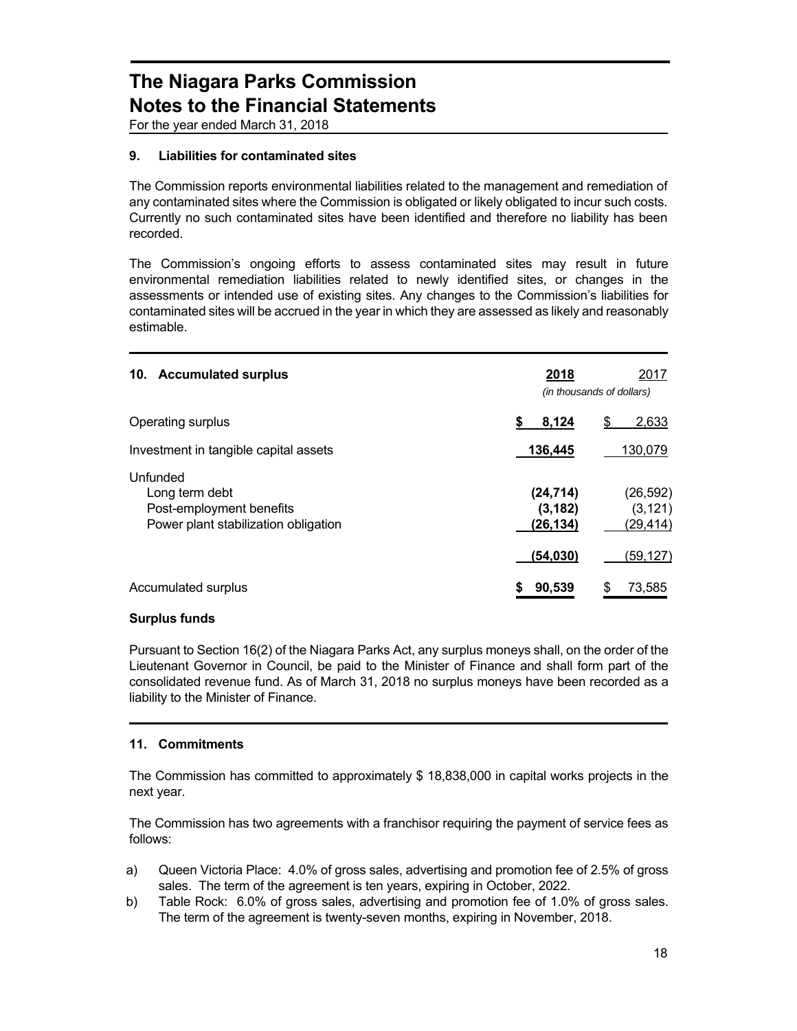## 9. Liabilities for contaminated sites

The Commission reports environmental liabilities related to the management and remediation of any contaminated sites where the Commission is obligated or likely obligated to incur such costs. Currently no such contaminated sites have been identified and therefore no liability has been recorded.

The Commission's ongoing efforts to assess contaminated sites may result in future environmental remediation liabilities related to newly identified sites, or changes in the assessments or intended use of existing sites. Any changes to the Commission's liabilities for contaminated sites will be accrued in the year in which they are assessed as likely and reasonably estimable.

## 10. Accumulated surplus

| | **2018** | 2017 |
|---|---|---|
| | *(in thousands of dollars)* | |
| Operating surplus | **$ 8,124** | $ 2,633 |
| Investment in tangible capital assets | **136,445** | 130,079 |
| Unfunded | | |
| Long term debt | **(24,714)** | (26,592) |
| Post-employment benefits | **(3,182)** | (3,121) |
| Power plant stabilization obligation | **(26,134)** | (29,414) |
| | **(54,030)** | (59,127) |
| Accumulated surplus | **$ 90,539** | $ 73,585 |

**Surplus funds**

Pursuant to Section 16(2) of the Niagara Parks Act, any surplus moneys shall, on the order of the Lieutenant Governor in Council, be paid to the Minister of Finance and shall form part of the consolidated revenue fund. As of March 31, 2018 no surplus moneys have been recorded as a liability to the Minister of Finance.

## 11. Commitments

The Commission has committed to approximately $ 18,838,000 in capital works projects in the next year.

The Commission has two agreements with a franchisor requiring the payment of service fees as follows:

a) Queen Victoria Place: 4.0% of gross sales, advertising and promotion fee of 2.5% of gross sales. The term of the agreement is ten years, expiring in October, 2022.
b) Table Rock: 6.0% of gross sales, advertising and promotion fee of 1.0% of gross sales. The term of the agreement is twenty-seven months, expiring in November, 2018.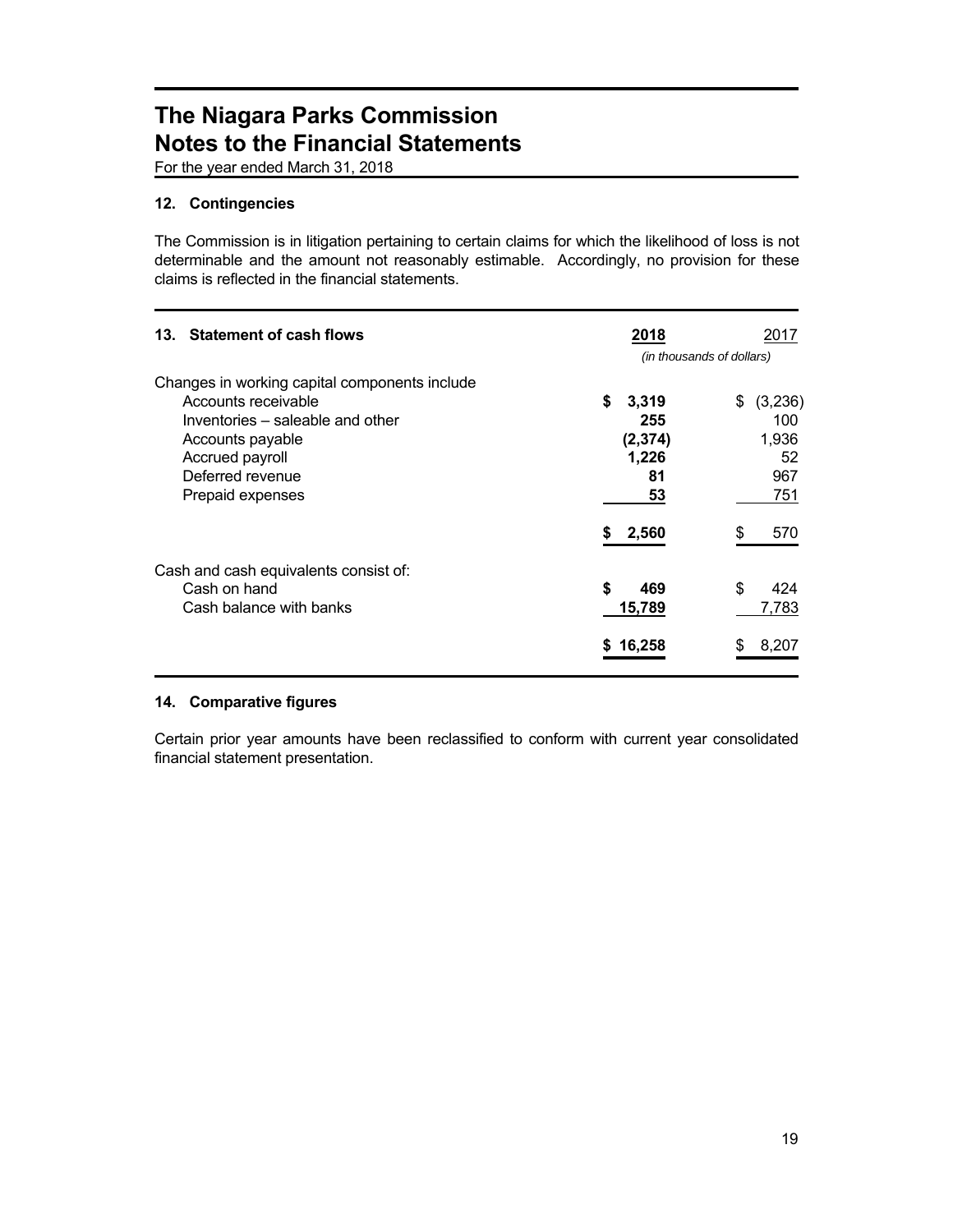# The Niagara Parks Commission
# Notes to the Financial Statements

For the year ended March 31, 2018

### 12. Contingencies

The Commission is in litigation pertaining to certain claims for which the likelihood of loss is not determinable and the amount not reasonably estimable. Accordingly, no provision for these claims is reflected in the financial statements.

### 13. Statement of cash flows

| | **2018** | 2017 |
|---|---|---|
| | *(in thousands of dollars)* | |
| Changes in working capital components include | | |
| Accounts receivable | **$ 3,319** | $ (3,236) |
| Inventories – saleable and other | **255** | 100 |
| Accounts payable | **(2,374)** | 1,936 |
| Accrued payroll | **1,226** | 52 |
| Deferred revenue | **81** | 967 |
| Prepaid expenses | **53** | 751 |
| | **$ 2,560** | $ 570 |
| Cash and cash equivalents consist of: | | |
| Cash on hand | **$ 469** | $ 424 |
| Cash balance with banks | **15,789** | 7,783 |
| | **$ 16,258** | $ 8,207 |

### 14. Comparative figures

Certain prior year amounts have been reclassified to conform with current year consolidated financial statement presentation.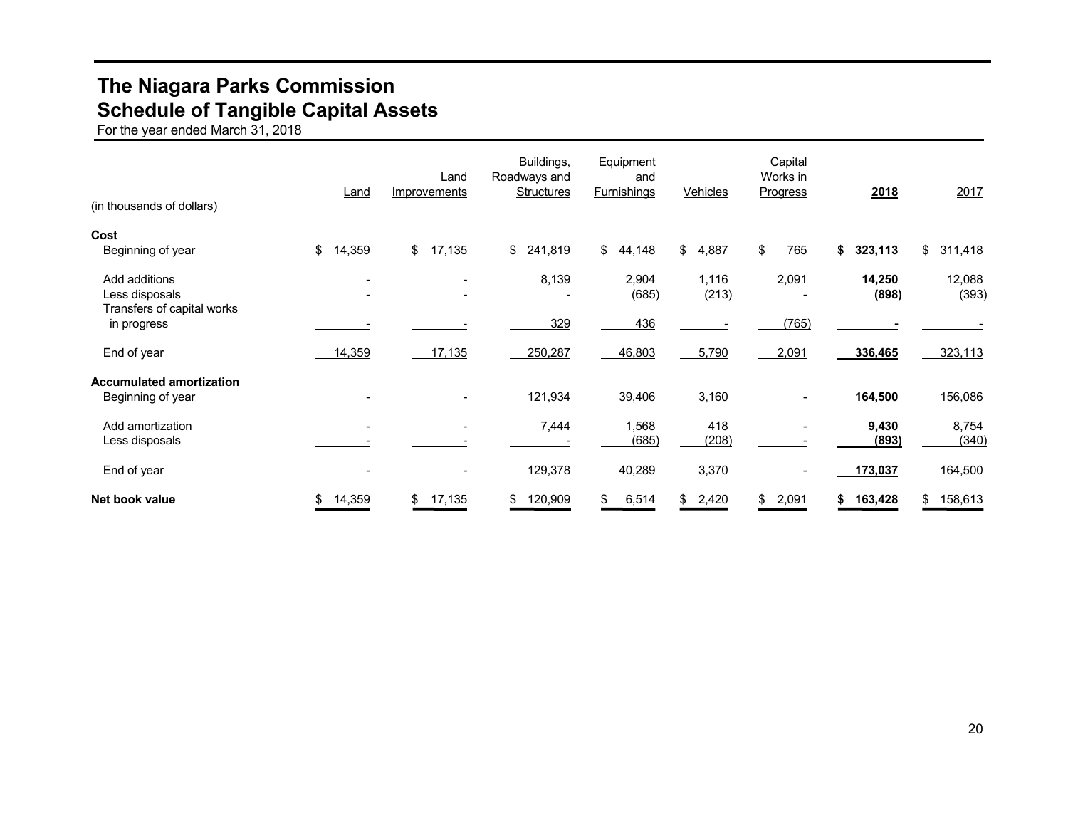# The Niagara Parks Commission
## Schedule of Tangible Capital Assets

For the year ended March 31, 2018

| (in thousands of dollars) | Land | Land Improvements | Buildings, Roadways and Structures | Equipment and Furnishings | Vehicles | Capital Works in Progress | **2018** | 2017 |
|---|---|---|---|---|---|---|---|---|
| **Cost** | | | | | | | | |
| Beginning of year | $ 14,359 | $ 17,135 | $ 241,819 | $ 44,148 | $ 4,887 | $ 765 | **$ 323,113** | $ 311,418 |
| Add additions | - | - | 8,139 | 2,904 | 1,116 | 2,091 | **14,250** | 12,088 |
| Less disposals | - | - | - | (685) | (213) | - | **(898)** | (393) |
| Transfers of capital works in progress | - | - | 329 | 436 | - | (765) | **-** | - |
| End of year | 14,359 | 17,135 | 250,287 | 46,803 | 5,790 | 2,091 | **336,465** | 323,113 |
| **Accumulated amortization** | | | | | | | | |
| Beginning of year | - | - | 121,934 | 39,406 | 3,160 | - | **164,500** | 156,086 |
| Add amortization | - | - | 7,444 | 1,568 | 418 | - | **9,430** | 8,754 |
| Less disposals | - | - | - | (685) | (208) | - | **(893)** | (340) |
| End of year | - | - | 129,378 | 40,289 | 3,370 | - | **173,037** | 164,500 |
| **Net book value** | $ 14,359 | $ 17,135 | $ 120,909 | $ 6,514 | $ 2,420 | $ 2,091 | **$ 163,428** | $ 158,613 |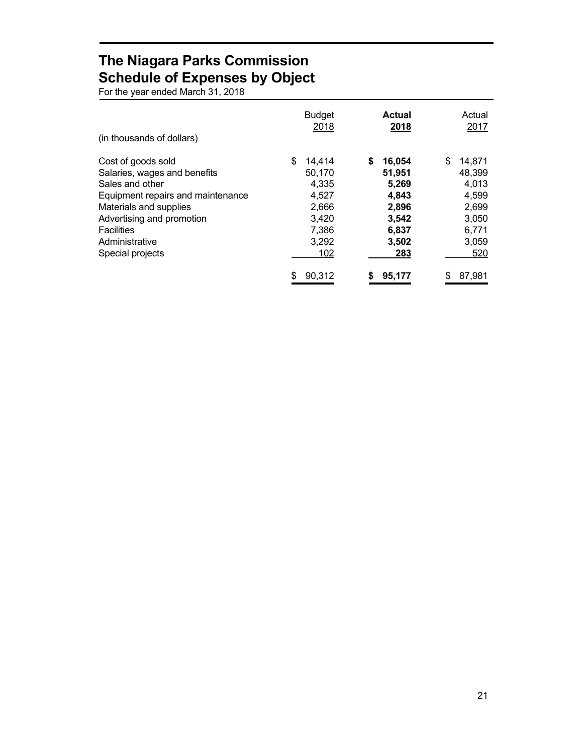# The Niagara Parks Commission
# Schedule of Expenses by Object

For the year ended March 31, 2018

| (in thousands of dollars) | Budget 2018 | **Actual 2018** | Actual 2017 |
|---|---|---|---|
| Cost of goods sold | $ 14,414 | **$ 16,054** | $ 14,871 |
| Salaries, wages and benefits | 50,170 | **51,951** | 48,399 |
| Sales and other | 4,335 | **5,269** | 4,013 |
| Equipment repairs and maintenance | 4,527 | **4,843** | 4,599 |
| Materials and supplies | 2,666 | **2,896** | 2,699 |
| Advertising and promotion | 3,420 | **3,542** | 3,050 |
| Facilities | 7,386 | **6,837** | 6,771 |
| Administrative | 3,292 | **3,502** | 3,059 |
| Special projects | 102 | **283** | 520 |
| | $ 90,312 | **$ 95,177** | $ 87,981 |